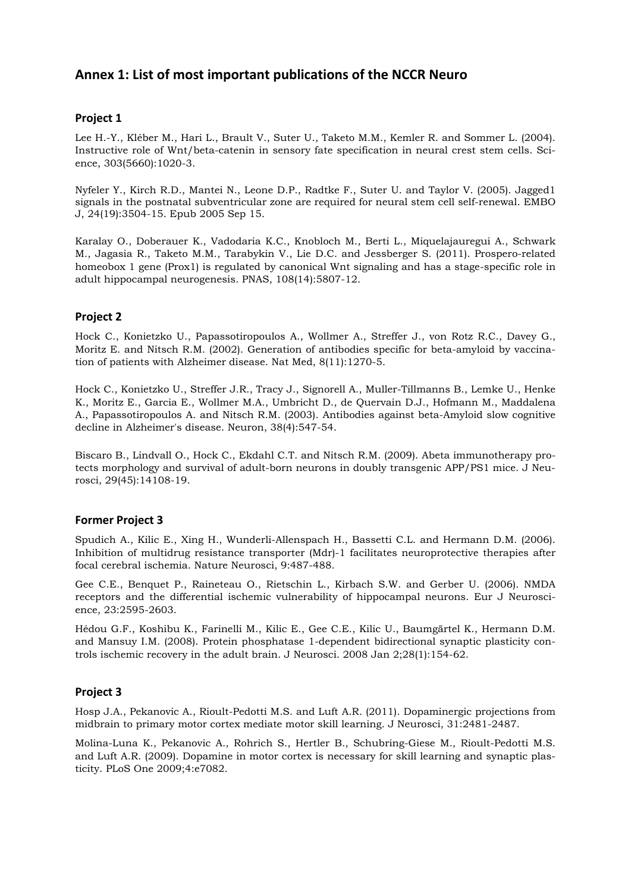## Annex 1: List of most important publications of the NCCR Neuro

### Project 1

Lee H.-Y., Kléber M., Hari L., Brault V., Suter U., Taketo M.M., Kemler R. and Sommer L. (2004). Instructive role of Wnt/beta-catenin in sensory fate specification in neural crest stem cells. Science, 303(5660):1020-3.

Nyfeler Y., Kirch R.D., Mantei N., Leone D.P., Radtke F., Suter U. and Taylor V. (2005). Jagged1 signals in the postnatal subventricular zone are required for neural stem cell self-renewal. EMBO J, 24(19):3504-15. Epub 2005 Sep 15.

Karalay O., Doberauer K., Vadodaria K.C., Knobloch M., Berti L., Miquelajauregui A., Schwark M., Jagasia R., Taketo M.M., Tarabykin V., Lie D.C. and Jessberger S. (2011). Prospero-related homeobox 1 gene (Prox1) is regulated by canonical Wnt signaling and has a stage-specific role in adult hippocampal neurogenesis. PNAS, 108(14):5807-12.

### Project 2

Hock C., Konietzko U., Papassotiropoulos A., Wollmer A., Streffer J., von Rotz R.C., Davey G., Moritz E. and Nitsch R.M. (2002). Generation of antibodies specific for beta-amyloid by vaccination of patients with Alzheimer disease. Nat Med, 8(11):1270-5.

Hock C., Konietzko U., Streffer J.R., Tracy J., Signorell A., Muller-Tillmanns B., Lemke U., Henke K., Moritz E., Garcia E., Wollmer M.A., Umbricht D., de Quervain D.J., Hofmann M., Maddalena A., Papassotiropoulos A. and Nitsch R.M. (2003). Antibodies against beta-Amyloid slow cognitive decline in Alzheimer's disease. Neuron, 38(4):547-54.

Biscaro B., Lindvall O., Hock C., Ekdahl C.T. and Nitsch R.M. (2009). Abeta immunotherapy protects morphology and survival of adult-born neurons in doubly transgenic APP/PS1 mice. J Neurosci, 29(45):14108-19.

### Former Project 3

Spudich A., Kilic E., Xing H., Wunderli-Allenspach H., Bassetti C.L. and Hermann D.M. (2006). Inhibition of multidrug resistance transporter (Mdr)-1 facilitates neuroprotective therapies after focal cerebral ischemia. Nature Neurosci, 9:487-488.

Gee C.E., Benquet P., Raineteau O., Rietschin L., Kirbach S.W. and Gerber U. (2006). NMDA receptors and the differential ischemic vulnerability of hippocampal neurons. Eur J Neuroscience, 23:2595-2603.

Hédou G.F., Koshibu K., Farinelli M., Kilic E., Gee C.E., Kilic U., Baumgärtel K., Hermann D.M. and Mansuy I.M. (2008). Protein phosphatase 1-dependent bidirectional synaptic plasticity controls ischemic recovery in the adult brain. J Neurosci. 2008 Jan 2;28(1):154-62.

### Project 3

Hosp J.A., Pekanovic A., Rioult-Pedotti M.S. and Luft A.R. (2011). Dopaminergic projections from midbrain to primary motor cortex mediate motor skill learning. J Neurosci, 31:2481-2487.

Molina-Luna K., Pekanovic A., Rohrich S., Hertler B., Schubring-Giese M., Rioult-Pedotti M.S. and Luft A.R. (2009). Dopamine in motor cortex is necessary for skill learning and synaptic plasticity. PLoS One 2009;4:e7082.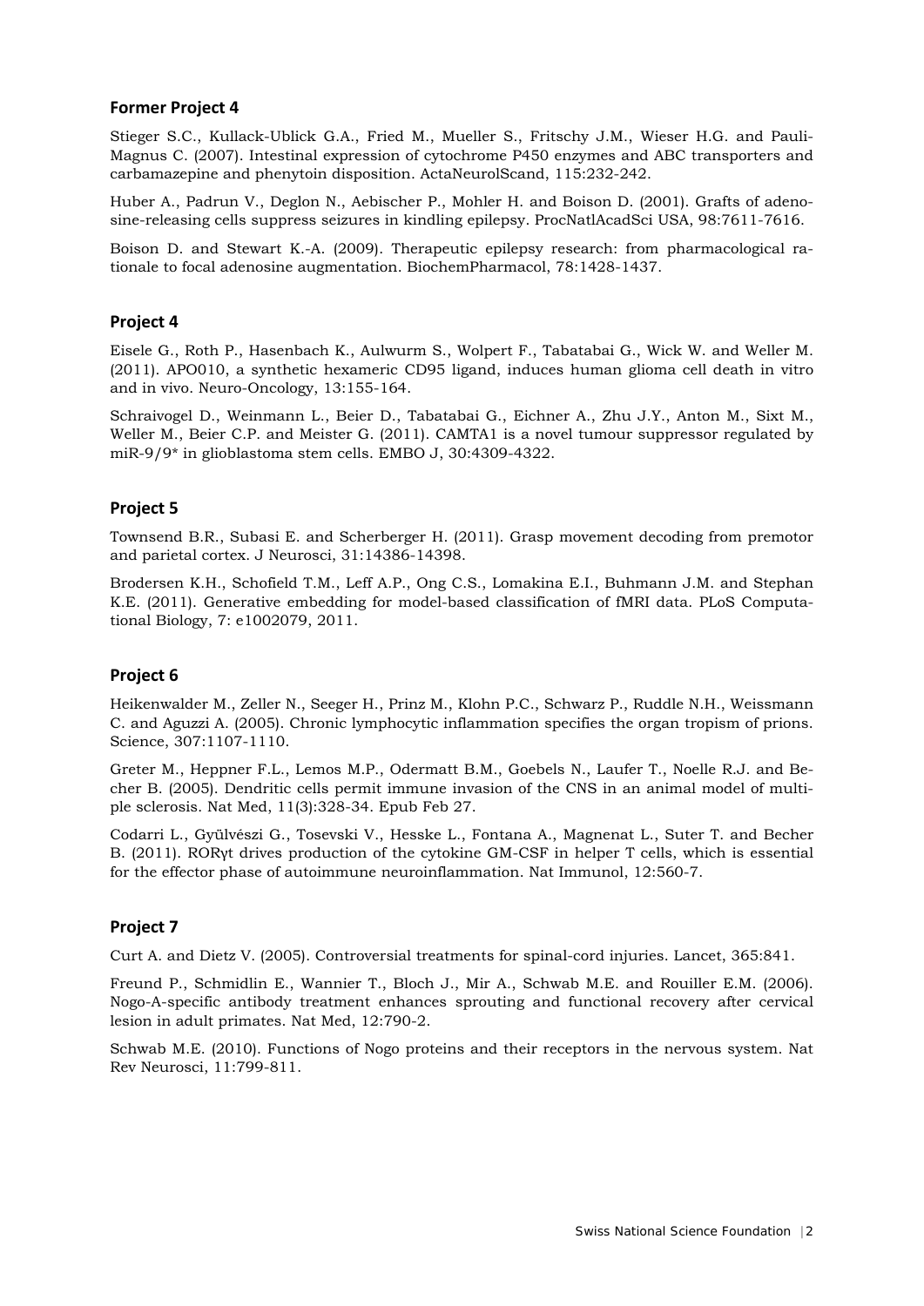## Former Project 4

Stieger S.C., Kullack-Ublick G.A., Fried M., Mueller S., Fritschy J.M., Wieser H.G. and Pauli-Magnus C. (2007). Intestinal expression of cytochrome P450 enzymes and ABC transporters and carbamazepine and phenytoin disposition. ActaNeurolScand, 115:232-242.

Huber A., Padrun V., Deglon N., Aebischer P., Mohler H. and Boison D. (2001). Grafts of adenosine-releasing cells suppress seizures in kindling epilepsy. ProcNatlAcadSci USA, 98:7611-7616.

Boison D. and Stewart K.-A. (2009). Therapeutic epilepsy research: from pharmacological rationale to focal adenosine augmentation. BiochemPharmacol, 78:1428-1437.

## Project 4

Eisele G., Roth P., Hasenbach K., Aulwurm S., Wolpert F., Tabatabai G., Wick W. and Weller M. (2011). APO010, a synthetic hexameric CD95 ligand, induces human glioma cell death in vitro and in vivo. Neuro-Oncology, 13:155-164.

Schraivogel D., Weinmann L., Beier D., Tabatabai G., Eichner A., Zhu J.Y., Anton M., Sixt M., Weller M., Beier C.P. and Meister G. (2011). CAMTA1 is a novel tumour suppressor regulated by miR-9/9* in glioblastoma stem cells. EMBO J, 30:4309-4322.

## Project 5

Townsend B.R., Subasi E. and Scherberger H. (2011). Grasp movement decoding from premotor and parietal cortex. J Neurosci, 31:14386-14398.

Brodersen K.H., Schofield T.M., Leff A.P., Ong C.S., Lomakina E.I., Buhmann J.M. and Stephan K.E. (2011). Generative embedding for model-based classification of fMRI data. PLoS Computational Biology, 7: e1002079, 2011.

## Project 6

Heikenwalder M., Zeller N., Seeger H., Prinz M., Klohn P.C., Schwarz P., Ruddle N.H., Weissmann C. and Aguzzi A. (2005). Chronic lymphocytic inflammation specifies the organ tropism of prions. Science, 307:1107-1110.

Greter M., Heppner F.L., Lemos M.P., Odermatt B.M., Goebels N., Laufer T., Noelle R.J. and Becher B. (2005). Dendritic cells permit immune invasion of the CNS in an animal model of multiple sclerosis. Nat Med, 11(3):328-34. Epub Feb 27.

Codarri L., Gyülvészi G., Tosevski V., Hesske L., Fontana A., Magnenat L., Suter T. and Becher B. (2011). RORγt drives production of the cytokine GM-CSF in helper T cells, which is essential for the effector phase of autoimmune neuroinflammation. Nat Immunol, 12:560-7.

## Project 7

Curt A. and Dietz V. (2005). Controversial treatments for spinal-cord injuries. Lancet, 365:841.

Freund P., Schmidlin E., Wannier T., Bloch J., Mir A., Schwab M.E. and Rouiller E.M. (2006). Nogo-A-specific antibody treatment enhances sprouting and functional recovery after cervical lesion in adult primates. Nat Med, 12:790-2.

Schwab M.E. (2010). Functions of Nogo proteins and their receptors in the nervous system. Nat Rev Neurosci, 11:799-811.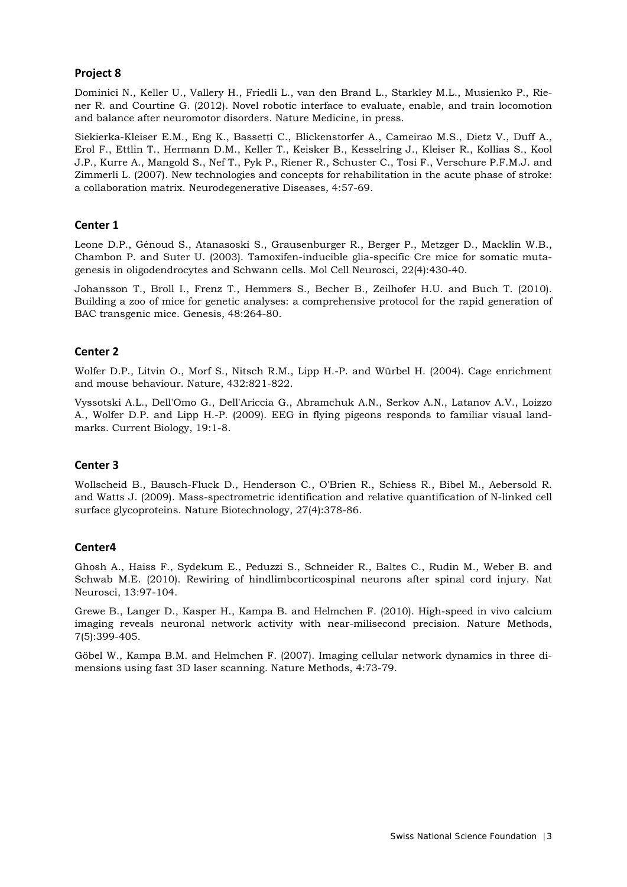## Project 8

Dominici N., Keller U., Vallery H., Friedli L., van den Brand L., Starkley M.L., Musienko P., Riener R. and Courtine G. (2012). Novel robotic interface to evaluate, enable, and train locomotion and balance after neuromotor disorders. Nature Medicine, in press.

Siekierka-Kleiser E.M., Eng K., Bassetti C., Blickenstorfer A., Cameirao M.S., Dietz V., Duff A., Erol F., Ettlin T., Hermann D.M., Keller T., Keisker B., Kesselring J., Kleiser R., Kollias S., Kool J.P., Kurre A., Mangold S., Nef T., Pyk P., Riener R., Schuster C., Tosi F., Verschure P.F.M.J. and Zimmerli L. (2007). New technologies and concepts for rehabilitation in the acute phase of stroke: a collaboration matrix. Neurodegenerative Diseases, 4:57-69.

## Center 1

Leone D.P., Génoud S., Atanasoski S., Grausenburger R., Berger P., Metzger D., Macklin W.B., Chambon P. and Suter U. (2003). Tamoxifen-inducible glia-specific Cre mice for somatic mutagenesis in oligodendrocytes and Schwann cells. Mol Cell Neurosci, 22(4):430-40.

Johansson T., Broll I., Frenz T., Hemmers S., Becher B., Zeilhofer H.U. and Buch T. (2010). Building a zoo of mice for genetic analyses: a comprehensive protocol for the rapid generation of BAC transgenic mice. Genesis, 48:264-80.

## Center 2

Wolfer D.P., Litvin O., Morf S., Nitsch R.M., Lipp H.-P. and Würbel H. (2004). Cage enrichment and mouse behaviour. Nature, 432:821-822.

Vyssotski A.L., Dell'Omo G., Dell'Ariccia G., Abramchuk A.N., Serkov A.N., Latanov A.V., Loizzo A., Wolfer D.P. and Lipp H.-P. (2009). EEG in flying pigeons responds to familiar visual landmarks. Current Biology, 19:1-8.

## Center 3

Wollscheid B., Bausch-Fluck D., Henderson C., O'Brien R., Schiess R., Bibel M., Aebersold R. and Watts J. (2009). Mass-spectrometric identification and relative quantification of N-linked cell surface glycoproteins. Nature Biotechnology, 27(4):378-86.

## Center4

Ghosh A., Haiss F., Sydekum E., Peduzzi S., Schneider R., Baltes C., Rudin M., Weber B. and Schwab M.E. (2010). Rewiring of hindlimbcorticospinal neurons after spinal cord injury. Nat Neurosci, 13:97-104.

Grewe B., Langer D., Kasper H., Kampa B. and Helmchen F. (2010). High-speed in vivo calcium imaging reveals neuronal network activity with near-milisecond precision. Nature Methods, 7(5):399-405.

Göbel W., Kampa B.M. and Helmchen F. (2007). Imaging cellular network dynamics in three dimensions using fast 3D laser scanning. Nature Methods, 4:73-79.